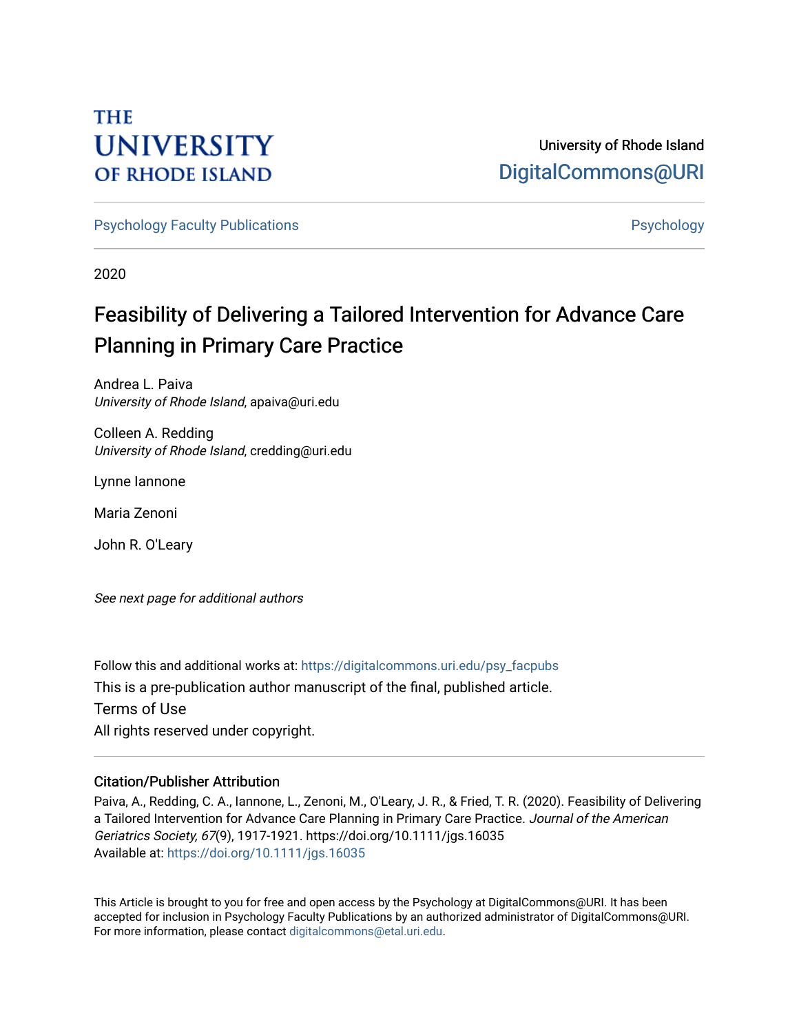THE UNIVERSITY OF RHODE ISLAND

University of Rhode Island
DigitalCommons@URI

Psychology Faculty Publications | Psychology

2020

# Feasibility of Delivering a Tailored Intervention for Advance Care Planning in Primary Care Practice

Andrea L. Paiva
*University of Rhode Island*, apaiva@uri.edu

Colleen A. Redding
*University of Rhode Island*, credding@uri.edu

Lynne Iannone

Maria Zenoni

John R. O'Leary

*See next page for additional authors*

Follow this and additional works at: https://digitalcommons.uri.edu/psy_facpubs

This is a pre-publication author manuscript of the final, published article.

Terms of Use

All rights reserved under copyright.

## Citation/Publisher Attribution

Paiva, A., Redding, C. A., Iannone, L., Zenoni, M., O'Leary, J. R., & Fried, T. R. (2020). Feasibility of Delivering a Tailored Intervention for Advance Care Planning in Primary Care Practice. *Journal of the American Geriatrics Society, 67*(9), 1917-1921. https://doi.org/10.1111/jgs.16035

Available at: https://doi.org/10.1111/jgs.16035

This Article is brought to you for free and open access by the Psychology at DigitalCommons@URI. It has been accepted for inclusion in Psychology Faculty Publications by an authorized administrator of DigitalCommons@URI. For more information, please contact digitalcommons@etal.uri.edu.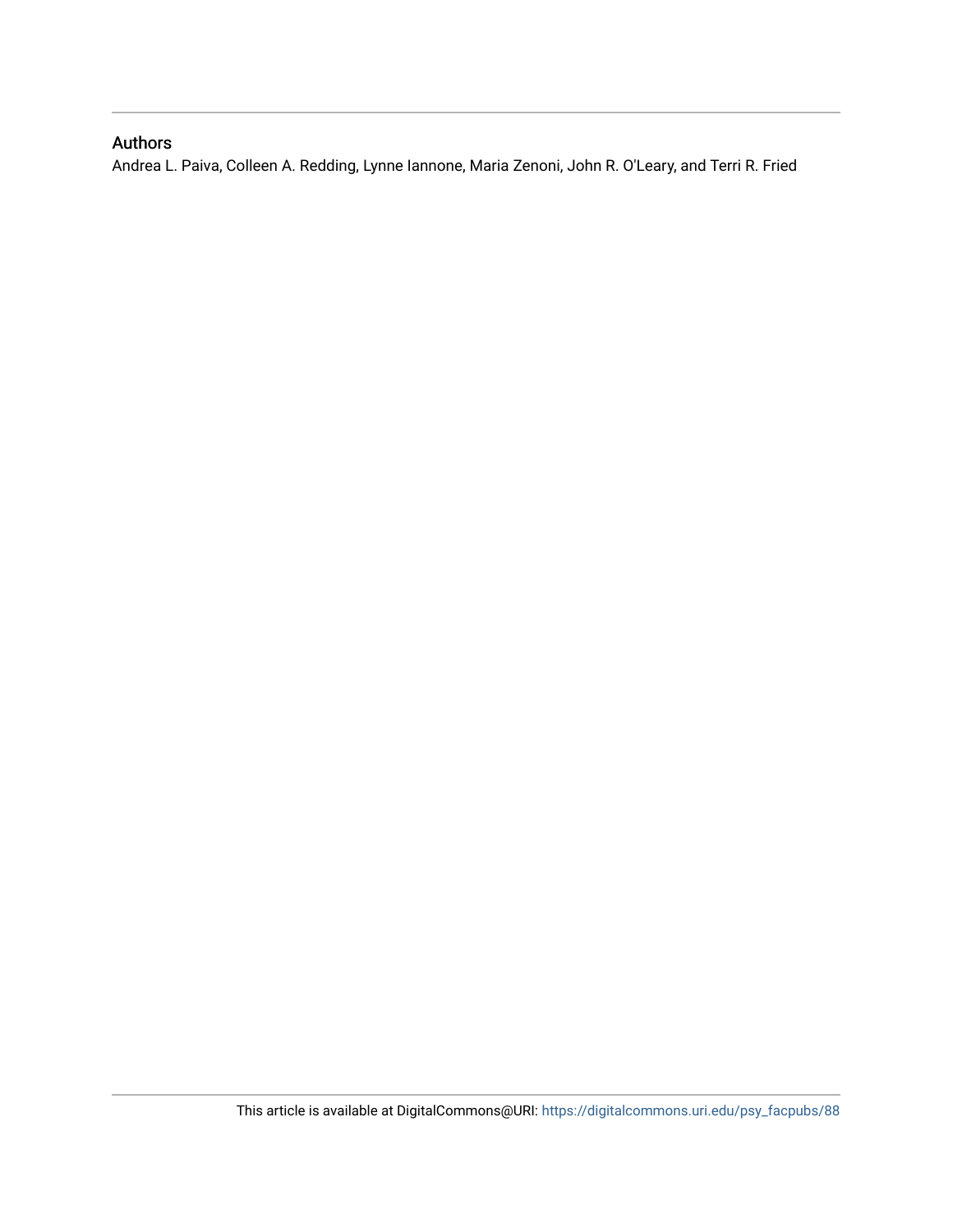## Authors

Andrea L. Paiva, Colleen A. Redding, Lynne Iannone, Maria Zenoni, John R. O'Leary, and Terri R. Fried

This article is available at DigitalCommons@URI: https://digitalcommons.uri.edu/psy_facpubs/88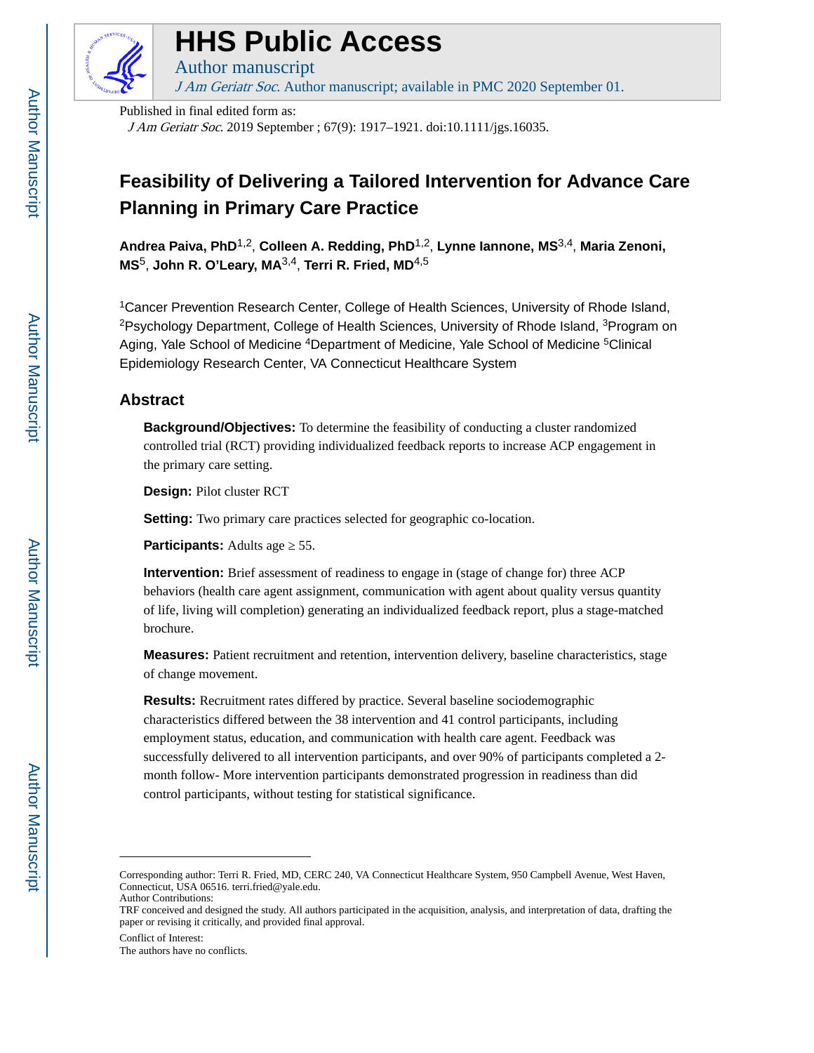Published in final edited form as:

*J Am Geriatr Soc*. 2019 September ; 67(9): 1917–1921. doi:10.1111/jgs.16035.

# Feasibility of Delivering a Tailored Intervention for Advance Care Planning in Primary Care Practice

**Andrea Paiva, PhD**[1,2], **Colleen A. Redding, PhD**[1,2], **Lynne Iannone, MS**[3,4], **Maria Zenoni, MS**[5], **John R. O'Leary, MA**[3,4], **Terri R. Fried, MD**[4,5]

[1]Cancer Prevention Research Center, College of Health Sciences, University of Rhode Island, [2]Psychology Department, College of Health Sciences, University of Rhode Island, [3]Program on Aging, Yale School of Medicine [4]Department of Medicine, Yale School of Medicine [5]Clinical Epidemiology Research Center, VA Connecticut Healthcare System

## Abstract

**Background/Objectives:** To determine the feasibility of conducting a cluster randomized controlled trial (RCT) providing individualized feedback reports to increase ACP engagement in the primary care setting.

**Design:** Pilot cluster RCT

**Setting:** Two primary care practices selected for geographic co-location.

**Participants:** Adults age ≥ 55.

**Intervention:** Brief assessment of readiness to engage in (stage of change for) three ACP behaviors (health care agent assignment, communication with agent about quality versus quantity of life, living will completion) generating an individualized feedback report, plus a stage-matched brochure.

**Measures:** Patient recruitment and retention, intervention delivery, baseline characteristics, stage of change movement.

**Results:** Recruitment rates differed by practice. Several baseline sociodemographic characteristics differed between the 38 intervention and 41 control participants, including employment status, education, and communication with health care agent. Feedback was successfully delivered to all intervention participants, and over 90% of participants completed a 2-month follow- More intervention participants demonstrated progression in readiness than did control participants, without testing for statistical significance.

---

Corresponding author: Terri R. Fried, MD, CERC 240, VA Connecticut Healthcare System, 950 Campbell Avenue, West Haven, Connecticut, USA 06516. terri.fried@yale.edu.

Author Contributions:

TRF conceived and designed the study. All authors participated in the acquisition, analysis, and interpretation of data, drafting the paper or revising it critically, and provided final approval.

Conflict of Interest:

The authors have no conflicts.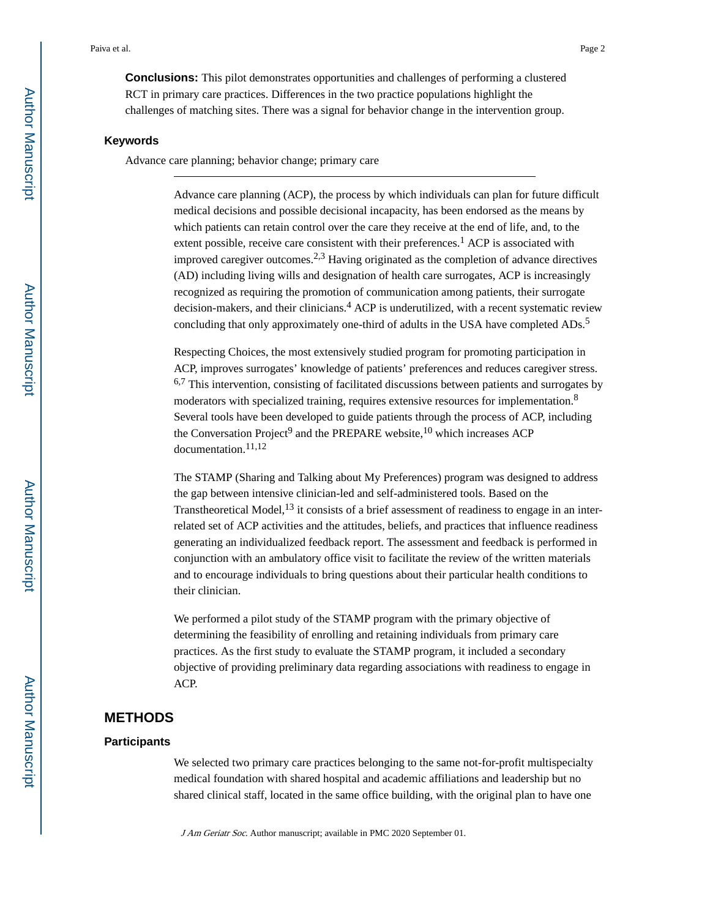**Conclusions:** This pilot demonstrates opportunities and challenges of performing a clustered RCT in primary care practices. Differences in the two practice populations highlight the challenges of matching sites. There was a signal for behavior change in the intervention group.

### Keywords

Advance care planning; behavior change; primary care

---

Advance care planning (ACP), the process by which individuals can plan for future difficult medical decisions and possible decisional incapacity, has been endorsed as the means by which patients can retain control over the care they receive at the end of life, and, to the extent possible, receive care consistent with their preferences.[1] ACP is associated with improved caregiver outcomes.[2,3] Having originated as the completion of advance directives (AD) including living wills and designation of health care surrogates, ACP is increasingly recognized as requiring the promotion of communication among patients, their surrogate decision-makers, and their clinicians.[4] ACP is underutilized, with a recent systematic review concluding that only approximately one-third of adults in the USA have completed ADs.[5]

Respecting Choices, the most extensively studied program for promoting participation in ACP, improves surrogates' knowledge of patients' preferences and reduces caregiver stress.[6,7] This intervention, consisting of facilitated discussions between patients and surrogates by moderators with specialized training, requires extensive resources for implementation.[8] Several tools have been developed to guide patients through the process of ACP, including the Conversation Project[9] and the PREPARE website,[10] which increases ACP documentation.[11,12]

The STAMP (Sharing and Talking about My Preferences) program was designed to address the gap between intensive clinician-led and self-administered tools. Based on the Transtheoretical Model,[13] it consists of a brief assessment of readiness to engage in an inter-related set of ACP activities and the attitudes, beliefs, and practices that influence readiness generating an individualized feedback report. The assessment and feedback is performed in conjunction with an ambulatory office visit to facilitate the review of the written materials and to encourage individuals to bring questions about their particular health conditions to their clinician.

We performed a pilot study of the STAMP program with the primary objective of determining the feasibility of enrolling and retaining individuals from primary care practices. As the first study to evaluate the STAMP program, it included a secondary objective of providing preliminary data regarding associations with readiness to engage in ACP.

## METHODS

### Participants

We selected two primary care practices belonging to the same not-for-profit multispecialty medical foundation with shared hospital and academic affiliations and leadership but no shared clinical staff, located in the same office building, with the original plan to have one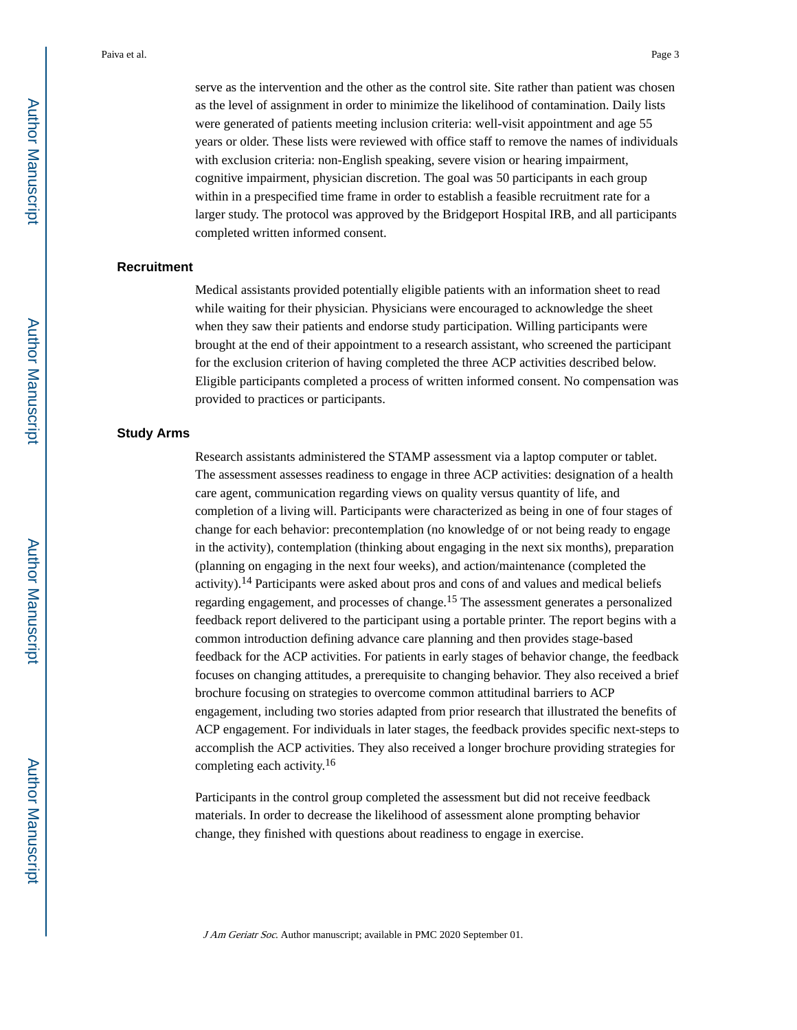serve as the intervention and the other as the control site. Site rather than patient was chosen as the level of assignment in order to minimize the likelihood of contamination. Daily lists were generated of patients meeting inclusion criteria: well-visit appointment and age 55 years or older. These lists were reviewed with office staff to remove the names of individuals with exclusion criteria: non-English speaking, severe vision or hearing impairment, cognitive impairment, physician discretion. The goal was 50 participants in each group within in a prespecified time frame in order to establish a feasible recruitment rate for a larger study. The protocol was approved by the Bridgeport Hospital IRB, and all participants completed written informed consent.

## Recruitment

Medical assistants provided potentially eligible patients with an information sheet to read while waiting for their physician. Physicians were encouraged to acknowledge the sheet when they saw their patients and endorse study participation. Willing participants were brought at the end of their appointment to a research assistant, who screened the participant for the exclusion criterion of having completed the three ACP activities described below. Eligible participants completed a process of written informed consent. No compensation was provided to practices or participants.

## Study Arms

Research assistants administered the STAMP assessment via a laptop computer or tablet. The assessment assesses readiness to engage in three ACP activities: designation of a health care agent, communication regarding views on quality versus quantity of life, and completion of a living will. Participants were characterized as being in one of four stages of change for each behavior: precontemplation (no knowledge of or not being ready to engage in the activity), contemplation (thinking about engaging in the next six months), preparation (planning on engaging in the next four weeks), and action/maintenance (completed the activity).[14] Participants were asked about pros and cons of and values and medical beliefs regarding engagement, and processes of change.[15] The assessment generates a personalized feedback report delivered to the participant using a portable printer. The report begins with a common introduction defining advance care planning and then provides stage-based feedback for the ACP activities. For patients in early stages of behavior change, the feedback focuses on changing attitudes, a prerequisite to changing behavior. They also received a brief brochure focusing on strategies to overcome common attitudinal barriers to ACP engagement, including two stories adapted from prior research that illustrated the benefits of ACP engagement. For individuals in later stages, the feedback provides specific next-steps to accomplish the ACP activities. They also received a longer brochure providing strategies for completing each activity.[16]

Participants in the control group completed the assessment but did not receive feedback materials. In order to decrease the likelihood of assessment alone prompting behavior change, they finished with questions about readiness to engage in exercise.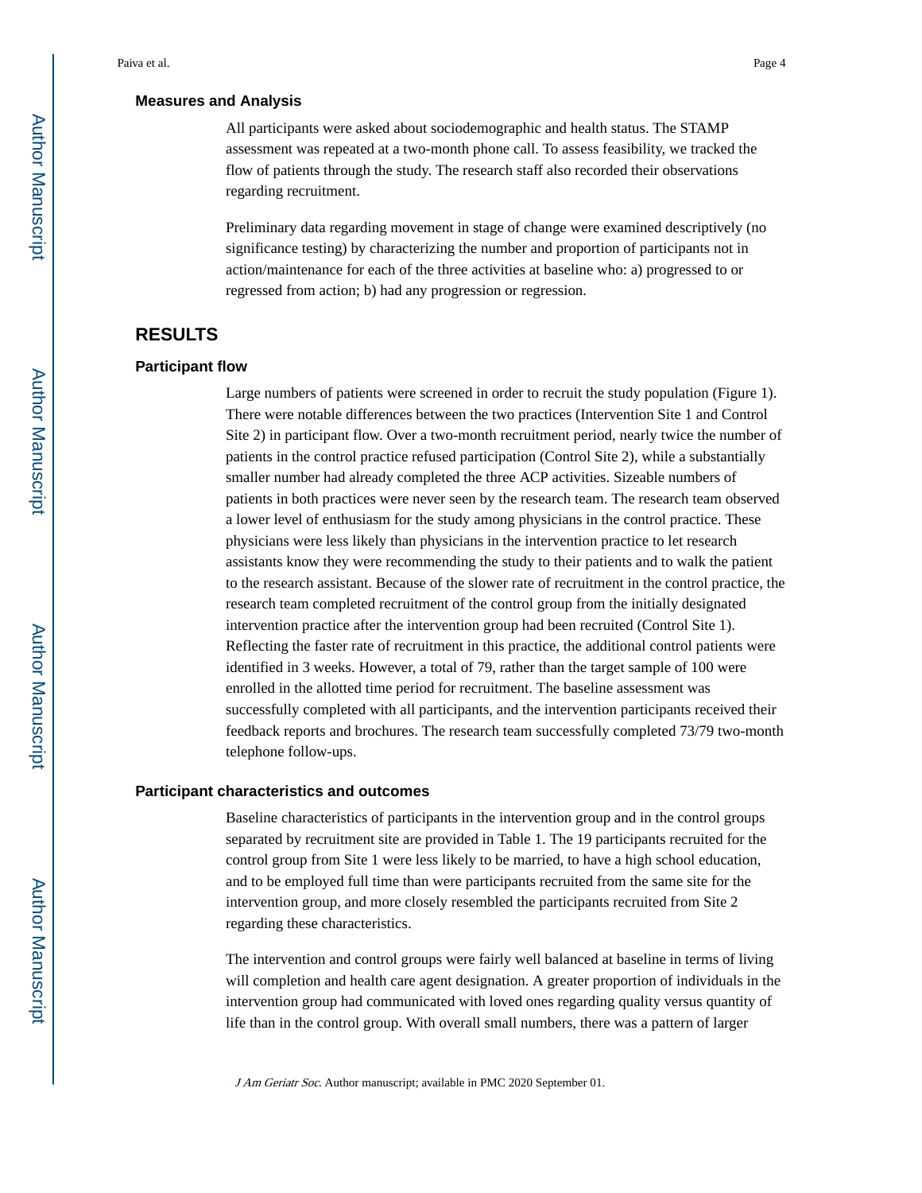### Measures and Analysis

All participants were asked about sociodemographic and health status. The STAMP assessment was repeated at a two-month phone call. To assess feasibility, we tracked the flow of patients through the study. The research staff also recorded their observations regarding recruitment.

Preliminary data regarding movement in stage of change were examined descriptively (no significance testing) by characterizing the number and proportion of participants not in action/maintenance for each of the three activities at baseline who: a) progressed to or regressed from action; b) had any progression or regression.

## RESULTS

### Participant flow

Large numbers of patients were screened in order to recruit the study population (Figure 1). There were notable differences between the two practices (Intervention Site 1 and Control Site 2) in participant flow. Over a two-month recruitment period, nearly twice the number of patients in the control practice refused participation (Control Site 2), while a substantially smaller number had already completed the three ACP activities. Sizeable numbers of patients in both practices were never seen by the research team. The research team observed a lower level of enthusiasm for the study among physicians in the control practice. These physicians were less likely than physicians in the intervention practice to let research assistants know they were recommending the study to their patients and to walk the patient to the research assistant. Because of the slower rate of recruitment in the control practice, the research team completed recruitment of the control group from the initially designated intervention practice after the intervention group had been recruited (Control Site 1). Reflecting the faster rate of recruitment in this practice, the additional control patients were identified in 3 weeks. However, a total of 79, rather than the target sample of 100 were enrolled in the allotted time period for recruitment. The baseline assessment was successfully completed with all participants, and the intervention participants received their feedback reports and brochures. The research team successfully completed 73/79 two-month telephone follow-ups.

### Participant characteristics and outcomes

Baseline characteristics of participants in the intervention group and in the control groups separated by recruitment site are provided in Table 1. The 19 participants recruited for the control group from Site 1 were less likely to be married, to have a high school education, and to be employed full time than were participants recruited from the same site for the intervention group, and more closely resembled the participants recruited from Site 2 regarding these characteristics.

The intervention and control groups were fairly well balanced at baseline in terms of living will completion and health care agent designation. A greater proportion of individuals in the intervention group had communicated with loved ones regarding quality versus quantity of life than in the control group. With overall small numbers, there was a pattern of larger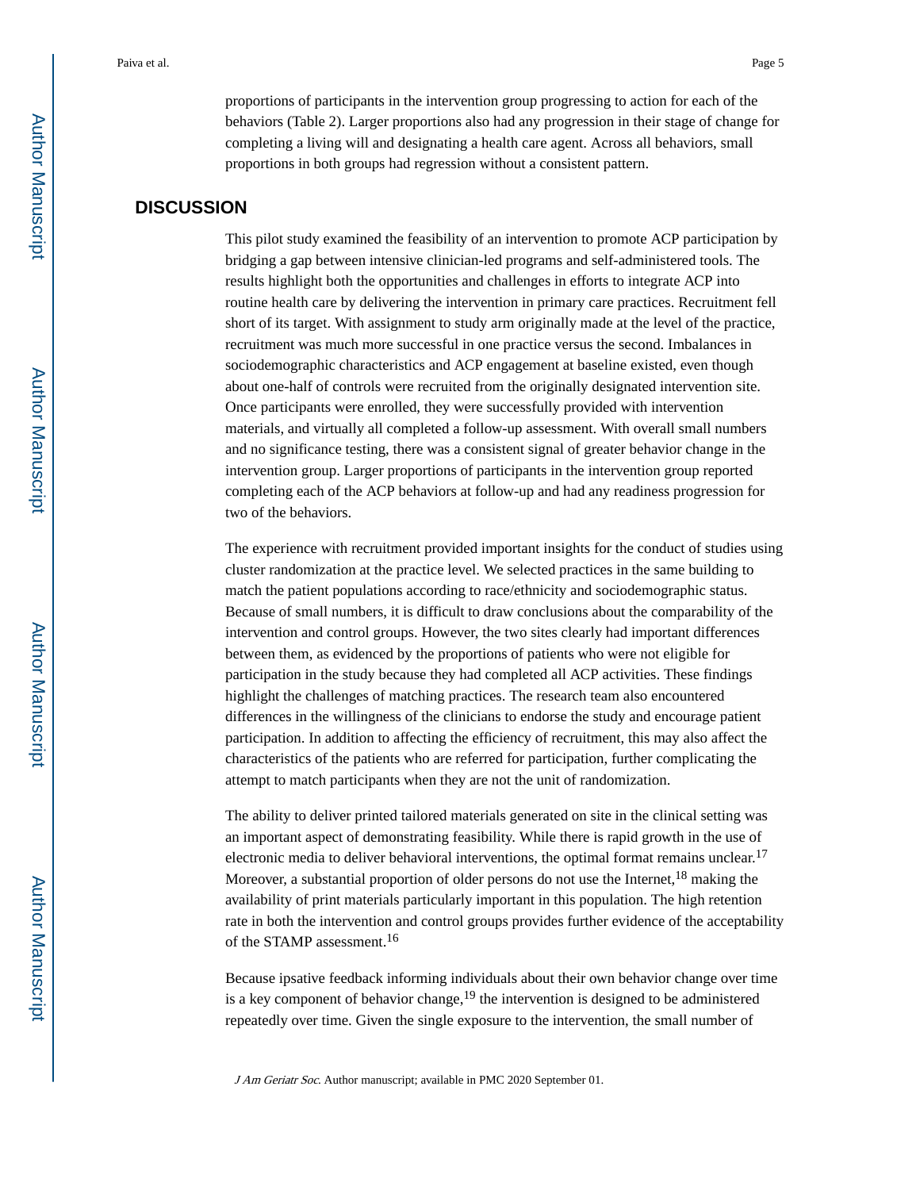proportions of participants in the intervention group progressing to action for each of the behaviors (Table 2). Larger proportions also had any progression in their stage of change for completing a living will and designating a health care agent. Across all behaviors, small proportions in both groups had regression without a consistent pattern.

## DISCUSSION

This pilot study examined the feasibility of an intervention to promote ACP participation by bridging a gap between intensive clinician-led programs and self-administered tools. The results highlight both the opportunities and challenges in efforts to integrate ACP into routine health care by delivering the intervention in primary care practices. Recruitment fell short of its target. With assignment to study arm originally made at the level of the practice, recruitment was much more successful in one practice versus the second. Imbalances in sociodemographic characteristics and ACP engagement at baseline existed, even though about one-half of controls were recruited from the originally designated intervention site. Once participants were enrolled, they were successfully provided with intervention materials, and virtually all completed a follow-up assessment. With overall small numbers and no significance testing, there was a consistent signal of greater behavior change in the intervention group. Larger proportions of participants in the intervention group reported completing each of the ACP behaviors at follow-up and had any readiness progression for two of the behaviors.

The experience with recruitment provided important insights for the conduct of studies using cluster randomization at the practice level. We selected practices in the same building to match the patient populations according to race/ethnicity and sociodemographic status. Because of small numbers, it is difficult to draw conclusions about the comparability of the intervention and control groups. However, the two sites clearly had important differences between them, as evidenced by the proportions of patients who were not eligible for participation in the study because they had completed all ACP activities. These findings highlight the challenges of matching practices. The research team also encountered differences in the willingness of the clinicians to endorse the study and encourage patient participation. In addition to affecting the efficiency of recruitment, this may also affect the characteristics of the patients who are referred for participation, further complicating the attempt to match participants when they are not the unit of randomization.

The ability to deliver printed tailored materials generated on site in the clinical setting was an important aspect of demonstrating feasibility. While there is rapid growth in the use of electronic media to deliver behavioral interventions, the optimal format remains unclear.[17] Moreover, a substantial proportion of older persons do not use the Internet,[18] making the availability of print materials particularly important in this population. The high retention rate in both the intervention and control groups provides further evidence of the acceptability of the STAMP assessment.[16]

Because ipsative feedback informing individuals about their own behavior change over time is a key component of behavior change,[19] the intervention is designed to be administered repeatedly over time. Given the single exposure to the intervention, the small number of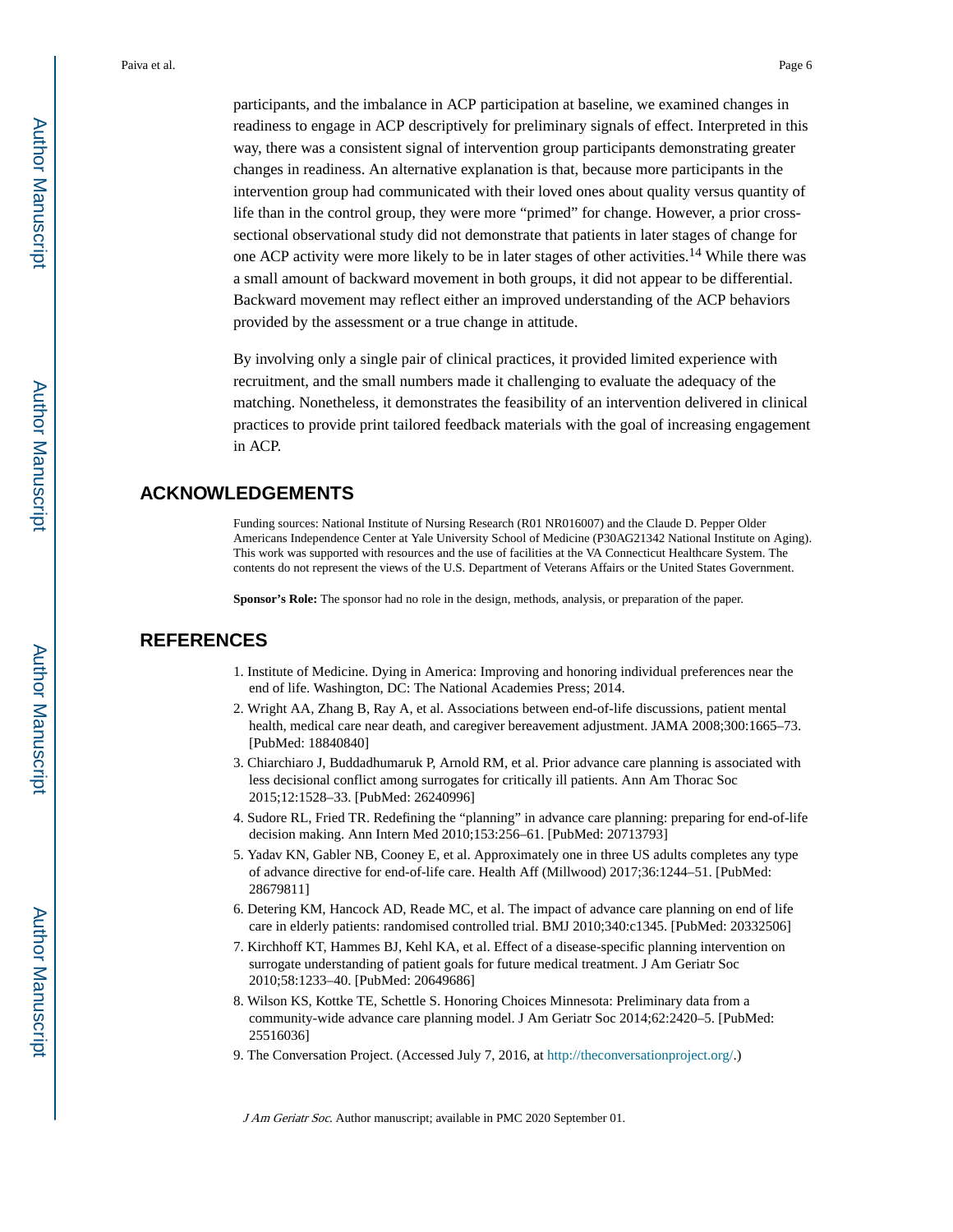participants, and the imbalance in ACP participation at baseline, we examined changes in readiness to engage in ACP descriptively for preliminary signals of effect. Interpreted in this way, there was a consistent signal of intervention group participants demonstrating greater changes in readiness. An alternative explanation is that, because more participants in the intervention group had communicated with their loved ones about quality versus quantity of life than in the control group, they were more "primed" for change. However, a prior cross-sectional observational study did not demonstrate that patients in later stages of change for one ACP activity were more likely to be in later stages of other activities.[14] While there was a small amount of backward movement in both groups, it did not appear to be differential. Backward movement may reflect either an improved understanding of the ACP behaviors provided by the assessment or a true change in attitude.

By involving only a single pair of clinical practices, it provided limited experience with recruitment, and the small numbers made it challenging to evaluate the adequacy of the matching. Nonetheless, it demonstrates the feasibility of an intervention delivered in clinical practices to provide print tailored feedback materials with the goal of increasing engagement in ACP.

## ACKNOWLEDGEMENTS

Funding sources: National Institute of Nursing Research (R01 NR016007) and the Claude D. Pepper Older Americans Independence Center at Yale University School of Medicine (P30AG21342 National Institute on Aging). This work was supported with resources and the use of facilities at the VA Connecticut Healthcare System. The contents do not represent the views of the U.S. Department of Veterans Affairs or the United States Government.

**Sponsor's Role:** The sponsor had no role in the design, methods, analysis, or preparation of the paper.

## REFERENCES

1. Institute of Medicine. Dying in America: Improving and honoring individual preferences near the end of life. Washington, DC: The National Academies Press; 2014.
2. Wright AA, Zhang B, Ray A, et al. Associations between end-of-life discussions, patient mental health, medical care near death, and caregiver bereavement adjustment. JAMA 2008;300:1665–73. [PubMed: 18840840]
3. Chiarchiaro J, Buddadhumaruk P, Arnold RM, et al. Prior advance care planning is associated with less decisional conflict among surrogates for critically ill patients. Ann Am Thorac Soc 2015;12:1528–33. [PubMed: 26240996]
4. Sudore RL, Fried TR. Redefining the "planning" in advance care planning: preparing for end-of-life decision making. Ann Intern Med 2010;153:256–61. [PubMed: 20713793]
5. Yadav KN, Gabler NB, Cooney E, et al. Approximately one in three US adults completes any type of advance directive for end-of-life care. Health Aff (Millwood) 2017;36:1244–51. [PubMed: 28679811]
6. Detering KM, Hancock AD, Reade MC, et al. The impact of advance care planning on end of life care in elderly patients: randomised controlled trial. BMJ 2010;340:c1345. [PubMed: 20332506]
7. Kirchhoff KT, Hammes BJ, Kehl KA, et al. Effect of a disease-specific planning intervention on surrogate understanding of patient goals for future medical treatment. J Am Geriatr Soc 2010;58:1233–40. [PubMed: 20649686]
8. Wilson KS, Kottke TE, Schettle S. Honoring Choices Minnesota: Preliminary data from a community-wide advance care planning model. J Am Geriatr Soc 2014;62:2420–5. [PubMed: 25516036]
9. The Conversation Project. (Accessed July 7, 2016, at http://theconversationproject.org/.)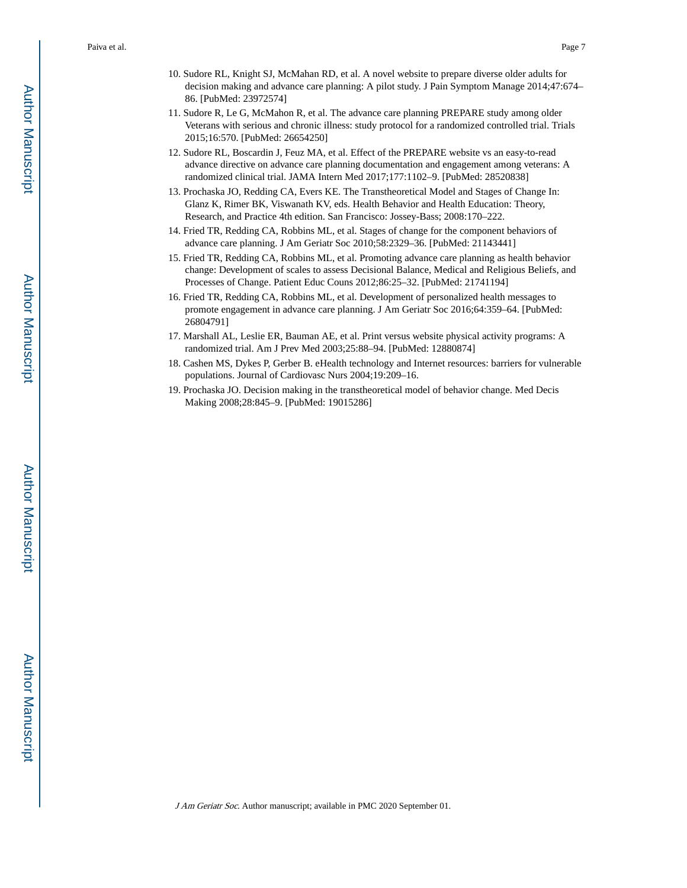10. Sudore RL, Knight SJ, McMahan RD, et al. A novel website to prepare diverse older adults for decision making and advance care planning: A pilot study. J Pain Symptom Manage 2014;47:674–86. [PubMed: 23972574]
11. Sudore R, Le G, McMahon R, et al. The advance care planning PREPARE study among older Veterans with serious and chronic illness: study protocol for a randomized controlled trial. Trials 2015;16:570. [PubMed: 26654250]
12. Sudore RL, Boscardin J, Feuz MA, et al. Effect of the PREPARE website vs an easy-to-read advance directive on advance care planning documentation and engagement among veterans: A randomized clinical trial. JAMA Intern Med 2017;177:1102–9. [PubMed: 28520838]
13. Prochaska JO, Redding CA, Evers KE. The Transtheoretical Model and Stages of Change In: Glanz K, Rimer BK, Viswanath KV, eds. Health Behavior and Health Education: Theory, Research, and Practice 4th edition. San Francisco: Jossey-Bass; 2008:170–222.
14. Fried TR, Redding CA, Robbins ML, et al. Stages of change for the component behaviors of advance care planning. J Am Geriatr Soc 2010;58:2329–36. [PubMed: 21143441]
15. Fried TR, Redding CA, Robbins ML, et al. Promoting advance care planning as health behavior change: Development of scales to assess Decisional Balance, Medical and Religious Beliefs, and Processes of Change. Patient Educ Couns 2012;86:25–32. [PubMed: 21741194]
16. Fried TR, Redding CA, Robbins ML, et al. Development of personalized health messages to promote engagement in advance care planning. J Am Geriatr Soc 2016;64:359–64. [PubMed: 26804791]
17. Marshall AL, Leslie ER, Bauman AE, et al. Print versus website physical activity programs: A randomized trial. Am J Prev Med 2003;25:88–94. [PubMed: 12880874]
18. Cashen MS, Dykes P, Gerber B. eHealth technology and Internet resources: barriers for vulnerable populations. Journal of Cardiovasc Nurs 2004;19:209–16.
19. Prochaska JO. Decision making in the transtheoretical model of behavior change. Med Decis Making 2008;28:845–9. [PubMed: 19015286]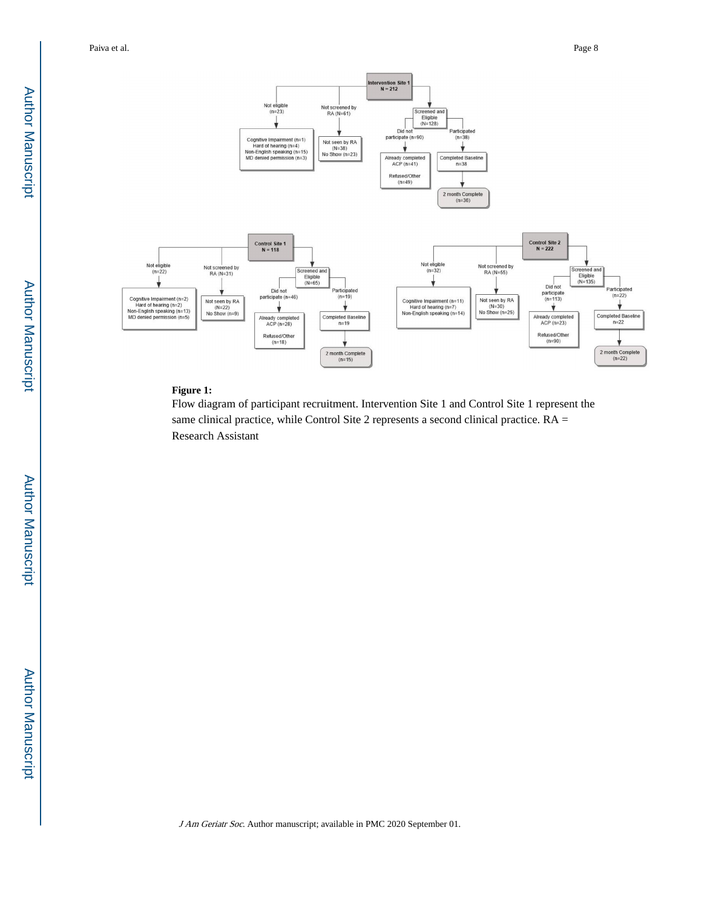**Figure 1:**

Flow diagram of participant recruitment. Intervention Site 1 and Control Site 1 represent the same clinical practice, while Control Site 2 represents a second clinical practice. RA = Research Assistant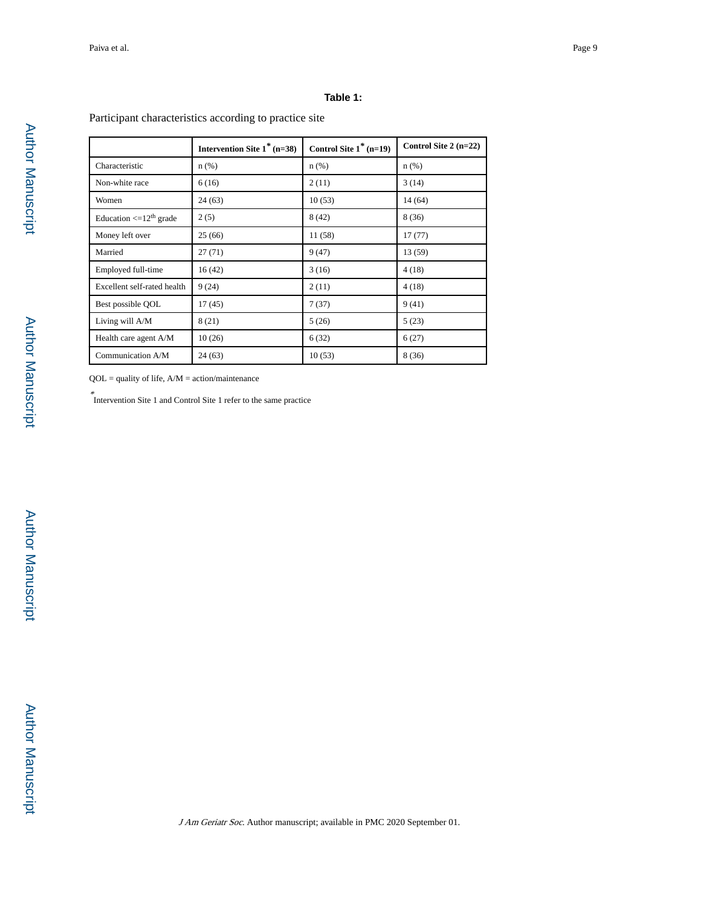**Table 1:**

Participant characteristics according to practice site

| | Intervention Site 1* (n=38) | Control Site 1* (n=19) | Control Site 2 (n=22) |
|---|---|---|---|
| Characteristic | n (%) | n (%) | n (%) |
| Non-white race | 6 (16) | 2 (11) | 3 (14) |
| Women | 24 (63) | 10 (53) | 14 (64) |
| Education <=12th grade | 2 (5) | 8 (42) | 8 (36) |
| Money left over | 25 (66) | 11 (58) | 17 (77) |
| Married | 27 (71) | 9 (47) | 13 (59) |
| Employed full-time | 16 (42) | 3 (16) | 4 (18) |
| Excellent self-rated health | 9 (24) | 2 (11) | 4 (18) |
| Best possible QOL | 17 (45) | 7 (37) | 9 (41) |
| Living will A/M | 8 (21) | 5 (26) | 5 (23) |
| Health care agent A/M | 10 (26) | 6 (32) | 6 (27) |
| Communication A/M | 24 (63) | 10 (53) | 8 (36) |

QOL = quality of life, A/M = action/maintenance

*Intervention Site 1 and Control Site 1 refer to the same practice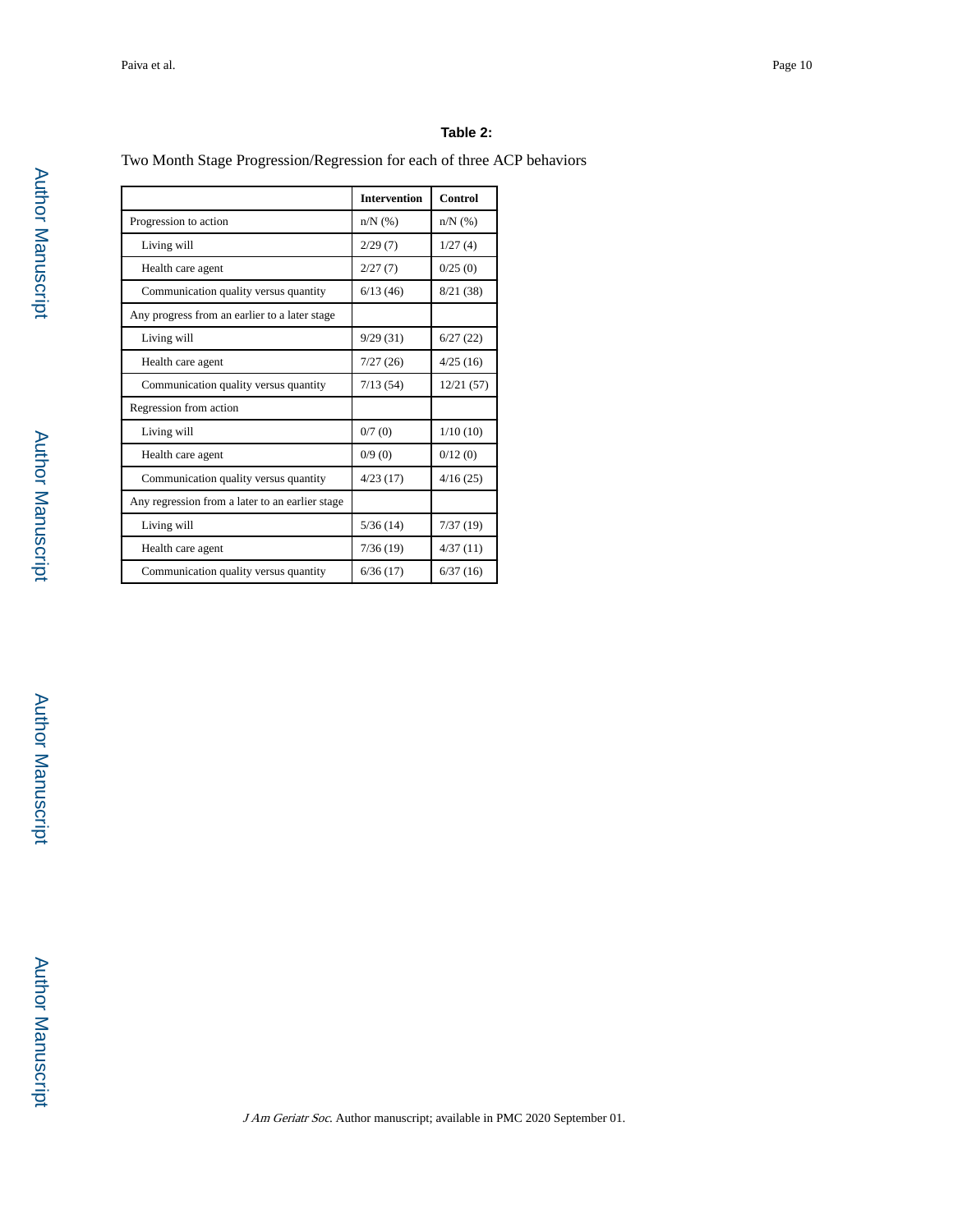**Table 2:**

Two Month Stage Progression/Regression for each of three ACP behaviors

| | Intervention | Control |
|---|---|---|
| Progression to action | n/N (%) | n/N (%) |
| Living will | 2/29 (7) | 1/27 (4) |
| Health care agent | 2/27 (7) | 0/25 (0) |
| Communication quality versus quantity | 6/13 (46) | 8/21 (38) |
| Any progress from an earlier to a later stage | | |
| Living will | 9/29 (31) | 6/27 (22) |
| Health care agent | 7/27 (26) | 4/25 (16) |
| Communication quality versus quantity | 7/13 (54) | 12/21 (57) |
| Regression from action | | |
| Living will | 0/7 (0) | 1/10 (10) |
| Health care agent | 0/9 (0) | 0/12 (0) |
| Communication quality versus quantity | 4/23 (17) | 4/16 (25) |
| Any regression from a later to an earlier stage | | |
| Living will | 5/36 (14) | 7/37 (19) |
| Health care agent | 7/36 (19) | 4/37 (11) |
| Communication quality versus quantity | 6/36 (17) | 6/37 (16) |